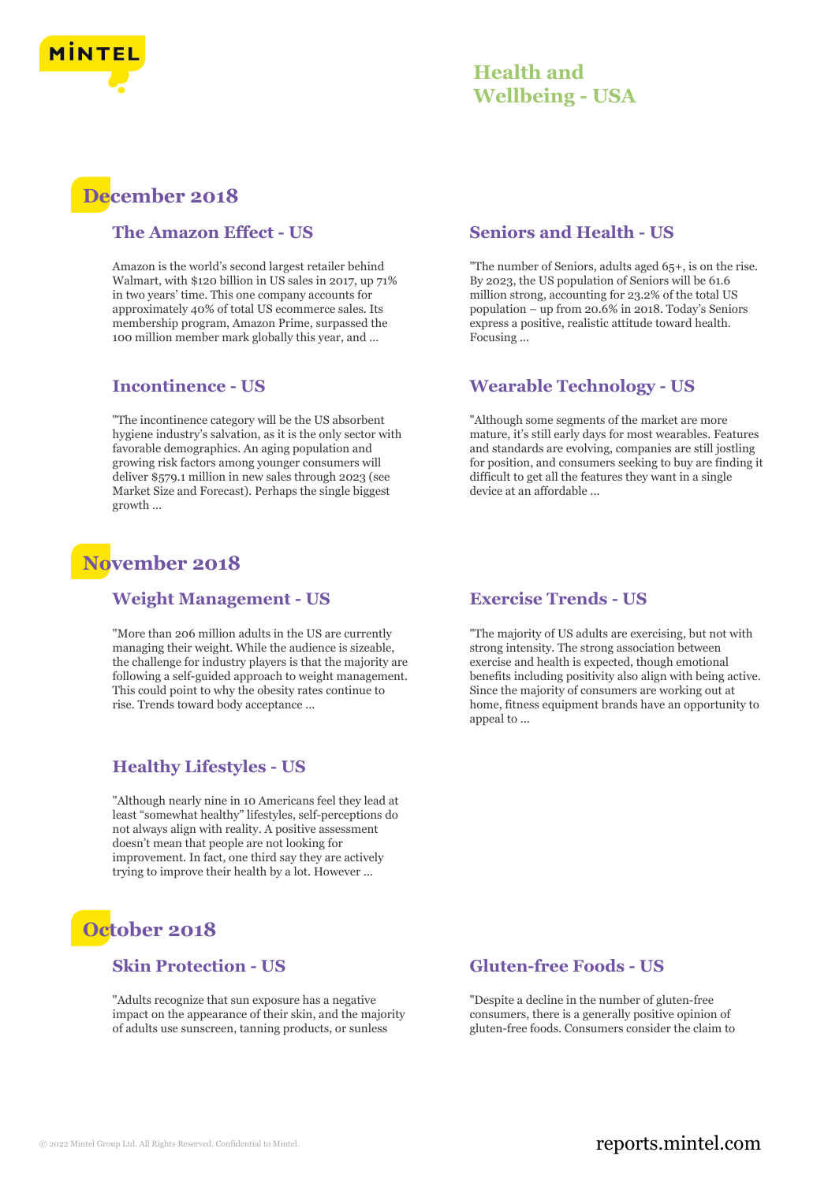# Health and Wellbeing - USA

## December 2018

### The Amazon Effect - US

Amazon is the world's second largest retailer behind Walmart, with $120 billion in US sales in 2017, up 71% in two years' time. This one company accounts for approximately 40% of total US ecommerce sales. Its membership program, Amazon Prime, surpassed the 100 million member mark globally this year, and ...

### Seniors and Health - US

"The number of Seniors, adults aged 65+, is on the rise. By 2023, the US population of Seniors will be 61.6 million strong, accounting for 23.2% of the total US population – up from 20.6% in 2018. Today's Seniors express a positive, realistic attitude toward health. Focusing ...

### Incontinence - US

"The incontinence category will be the US absorbent hygiene industry's salvation, as it is the only sector with favorable demographics. An aging population and growing risk factors among younger consumers will deliver $579.1 million in new sales through 2023 (see Market Size and Forecast). Perhaps the single biggest growth ...

### Wearable Technology - US

"Although some segments of the market are more mature, it's still early days for most wearables. Features and standards are evolving, companies are still jostling for position, and consumers seeking to buy are finding it difficult to get all the features they want in a single device at an affordable ...

## November 2018

### Weight Management - US

"More than 206 million adults in the US are currently managing their weight. While the audience is sizeable, the challenge for industry players is that the majority are following a self-guided approach to weight management. This could point to why the obesity rates continue to rise. Trends toward body acceptance ...

### Exercise Trends - US

"The majority of US adults are exercising, but not with strong intensity. The strong association between exercise and health is expected, though emotional benefits including positivity also align with being active. Since the majority of consumers are working out at home, fitness equipment brands have an opportunity to appeal to ...

### Healthy Lifestyles - US

"Although nearly nine in 10 Americans feel they lead at least "somewhat healthy" lifestyles, self-perceptions do not always align with reality. A positive assessment doesn't mean that people are not looking for improvement. In fact, one third say they are actively trying to improve their health by a lot. However ...

## October 2018

### Skin Protection - US

"Adults recognize that sun exposure has a negative impact on the appearance of their skin, and the majority of adults use sunscreen, tanning products, or sunless

### Gluten-free Foods - US

"Despite a decline in the number of gluten-free consumers, there is a generally positive opinion of gluten-free foods. Consumers consider the claim to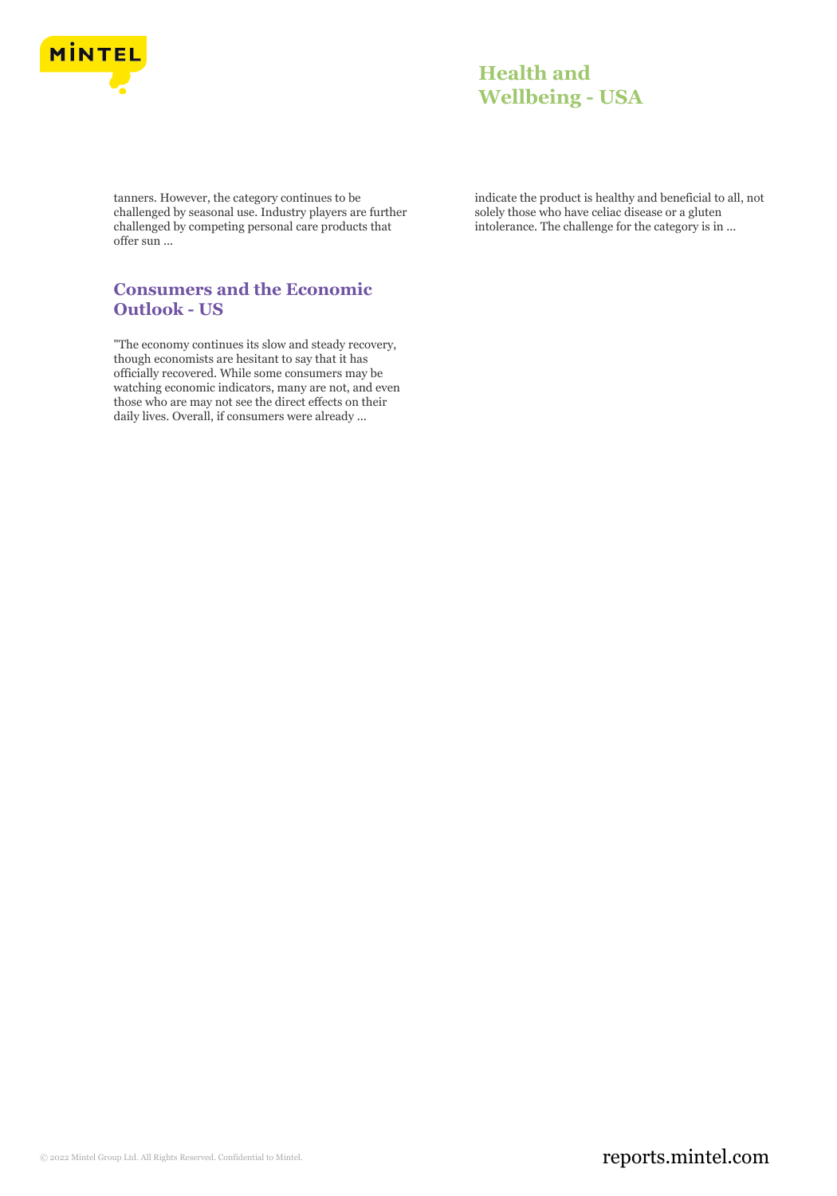tanners. However, the category continues to be challenged by seasonal use. Industry players are further challenged by competing personal care products that offer sun ...

## Consumers and the Economic Outlook - US

"The economy continues its slow and steady recovery, though economists are hesitant to say that it has officially recovered. While some consumers may be watching economic indicators, many are not, and even those who are may not see the direct effects on their daily lives. Overall, if consumers were already ...

indicate the product is healthy and beneficial to all, not solely those who have celiac disease or a gluten intolerance. The challenge for the category is in ...